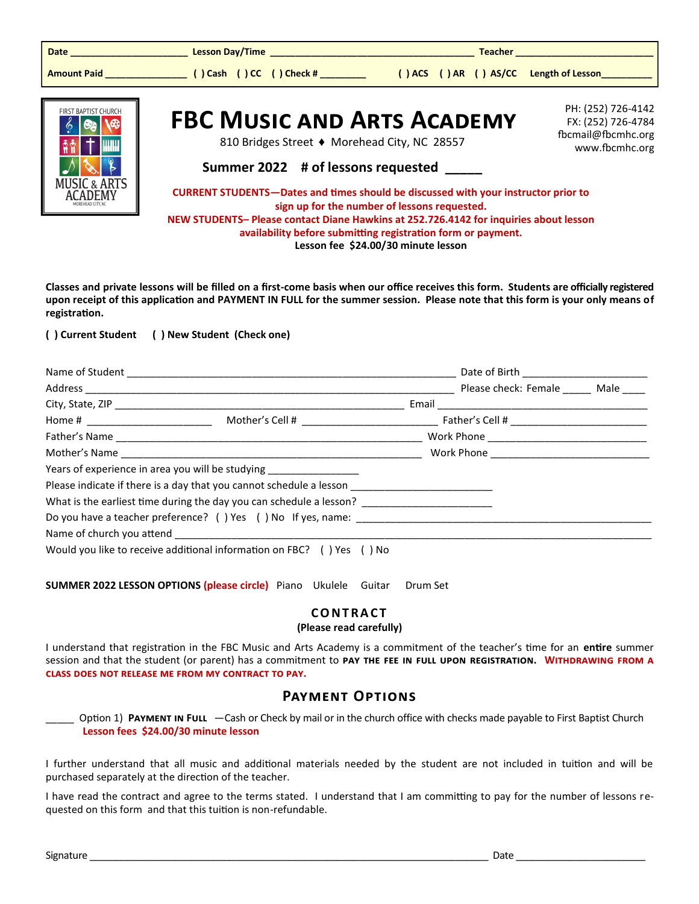Date ______________________ Lesson Day/Time _______________________________________ Teacher __________________________

Amount Paid _______________ ( ) Cash ( ) CC ( ) Check # _________ ( ) ACS ( ) AR ( ) AS/CC Length of Lesson__________

FIRST BAPTIST CHURCH MUSIC & ARTS ACADEMY MOREHEAD CITY, NC

# FBC Music and Arts Academy

810 Bridges Street ♦ Morehead City, NC 28557

PH: (252) 726-4142
FX: (252) 726-4784
fbcmail@fbcmhc.org
www.fbcmhc.org

**Summer 2022 # of lessons requested _____**

**CURRENT STUDENTS—Dates and times should be discussed with your instructor prior to sign up for the number of lessons requested.**

**NEW STUDENTS– Please contact Diane Hawkins at 252.726.4142 for inquiries about lesson availability before submitting registration form or payment.**

**Lesson fee $24.00/30 minute lesson**

**Classes and private lessons will be filled on a first-come basis when our office receives this form. Students are officially registered upon receipt of this application and PAYMENT IN FULL for the summer session. Please note that this form is your only means of registration.**

**( ) Current Student ( ) New Student (Check one)**

Name of Student ____________________________________________________________ Date of Birth ______________________

Address _________________________________________________________________ Please check: Female _____ Male ____

City, State, ZIP ______________________________________________________ Email _____________________________________

Home # ______________________ Mother's Cell # _________________________ Father's Cell # ________________________

Father's Name _________________________________________________________ Work Phone ___________________________

Mother's Name ________________________________________________________ Work Phone ____________________________

Years of experience in area you will be studying ________________

Please indicate if there is a day that you cannot schedule a lesson _________________________

What is the earliest time during the day you can schedule a lesson? _______________________

Do you have a teacher preference? ( ) Yes ( ) No If yes, name: _____________________________________________________

Name of church you attend ________________________________________________________________________________

Would you like to receive additional information on FBC? ( ) Yes ( ) No

**SUMMER 2022 LESSON OPTIONS (please circle)** Piano Ukulele Guitar Drum Set

## CONTRACT

**(Please read carefully)**

I understand that registration in the FBC Music and Arts Academy is a commitment of the teacher's time for an **entire** summer session and that the student (or parent) has a commitment to **PAY THE FEE IN FULL UPON REGISTRATION. WITHDRAWING FROM A CLASS DOES NOT RELEASE ME FROM MY CONTRACT TO PAY.**

## Payment Options

_____ Option 1) **Payment in Full** —Cash or Check by mail or in the church office with checks made payable to First Baptist Church
**Lesson fees $24.00/30 minute lesson**

I further understand that all music and additional materials needed by the student are not included in tuition and will be purchased separately at the direction of the teacher.

I have read the contract and agree to the terms stated. I understand that I am committing to pay for the number of lessons requested on this form and that this tuition is non-refundable.

Signature _____________________________________________________________________ Date ________________________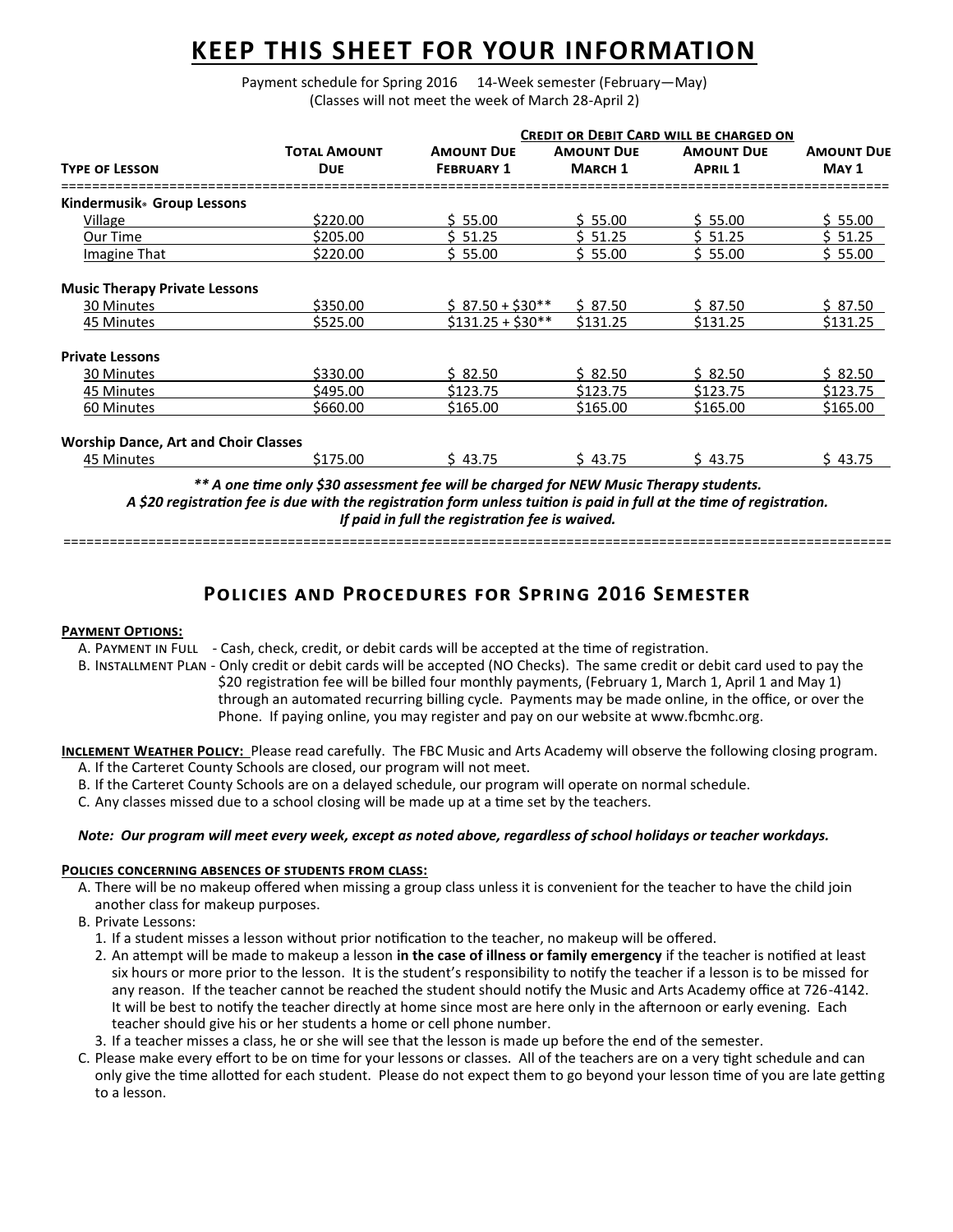# KEEP THIS SHEET FOR YOUR INFORMATION

Payment schedule for Spring 2016 14-Week semester (February—May)
(Classes will not meet the week of March 28-April 2)

| | | Credit or Debit Card will be charged on | | | |
|---|---|---|---|---|---|
| **Type of Lesson** | **Total Amount Due** | **Amount Due February 1** | **Amount Due March 1** | **Amount Due April 1** | **Amount Due May 1** |
| **Kindermusik® Group Lessons** | | | | | |
| Village | $220.00 | $ 55.00 | $ 55.00 | $ 55.00 | $ 55.00 |
| Our Time | $205.00 | $ 51.25 | $ 51.25 | $ 51.25 | $ 51.25 |
| Imagine That | $220.00 | $ 55.00 | $ 55.00 | $ 55.00 | $ 55.00 |
| **Music Therapy Private Lessons** | | | | | |
| 30 Minutes | $350.00 | $ 87.50 + $30** | $ 87.50 | $ 87.50 | $ 87.50 |
| 45 Minutes | $525.00 | $131.25 + $30** | $131.25 | $131.25 | $131.25 |
| **Private Lessons** | | | | | |
| 30 Minutes | $330.00 | $ 82.50 | $ 82.50 | $ 82.50 | $ 82.50 |
| 45 Minutes | $495.00 | $123.75 | $123.75 | $123.75 | $123.75 |
| 60 Minutes | $660.00 | $165.00 | $165.00 | $165.00 | $165.00 |
| **Worship Dance, Art and Choir Classes** | | | | | |
| 45 Minutes | $175.00 | $ 43.75 | $ 43.75 | $ 43.75 | $ 43.75 |

***\*\* A one time only $30 assessment fee will be charged for NEW Music Therapy students.***
***A $20 registration fee is due with the registration form unless tuition is paid in full at the time of registration.***
***If paid in full the registration fee is waived.***

## Policies and Procedures for Spring 2016 Semester

**Payment Options:**

A. Payment in Full - Cash, check, credit, or debit cards will be accepted at the time of registration.

B. Installment Plan - Only credit or debit cards will be accepted (NO Checks). The same credit or debit card used to pay the $20 registration fee will be billed four monthly payments, (February 1, March 1, April 1 and May 1) through an automated recurring billing cycle. Payments may be made online, in the office, or over the Phone. If paying online, you may register and pay on our website at www.fbcmhc.org.

**Inclement Weather Policy:** Please read carefully. The FBC Music and Arts Academy will observe the following closing program.

A. If the Carteret County Schools are closed, our program will not meet.
B. If the Carteret County Schools are on a delayed schedule, our program will operate on normal schedule.
C. Any classes missed due to a school closing will be made up at a time set by the teachers.

***Note: Our program will meet every week, except as noted above, regardless of school holidays or teacher workdays.***

**Policies concerning absences of students from class:**

A. There will be no makeup offered when missing a group class unless it is convenient for the teacher to have the child join another class for makeup purposes.

B. Private Lessons:
   1. If a student misses a lesson without prior notification to the teacher, no makeup will be offered.
   2. An attempt will be made to makeup a lesson **in the case of illness or family emergency** if the teacher is notified at least six hours or more prior to the lesson. It is the student's responsibility to notify the teacher if a lesson is to be missed for any reason. If the teacher cannot be reached the student should notify the Music and Arts Academy office at 726-4142. It will be best to notify the teacher directly at home since most are here only in the afternoon or early evening. Each teacher should give his or her students a home or cell phone number.
   3. If a teacher misses a class, he or she will see that the lesson is made up before the end of the semester.

C. Please make every effort to be on time for your lessons or classes. All of the teachers are on a very tight schedule and can only give the time allotted for each student. Please do not expect them to go beyond your lesson time of you are late getting to a lesson.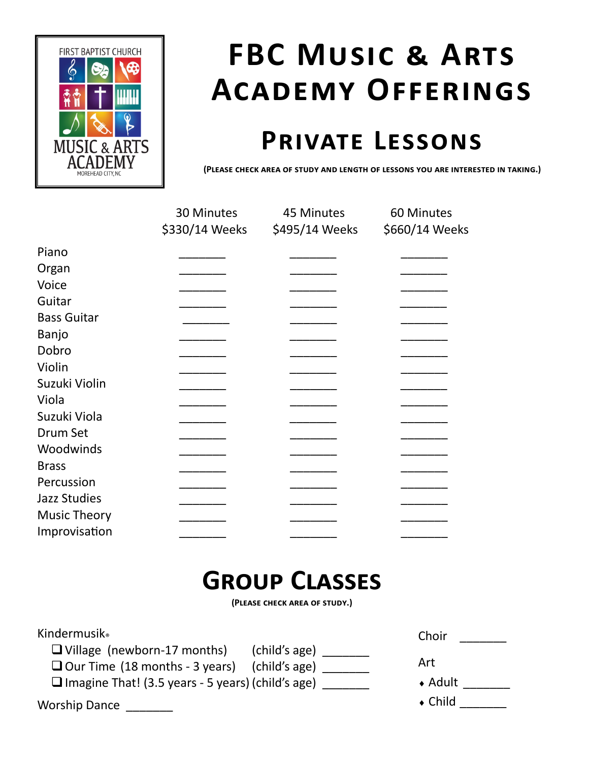FIRST BAPTIST CHURCH

MUSIC & ARTS ACADEMY

MOREHEAD CITY, NC

# FBC Music & Arts Academy Offerings

## Private Lessons

(Please check area of study and length of lessons you are interested in taking.)

| | 30 Minutes $330/14 Weeks | 45 Minutes $495/14 Weeks | 60 Minutes $660/14 Weeks |
|---|---|---|---|
| Piano | _______ | _______ | _______ |
| Organ | _______ | _______ | _______ |
| Voice | _______ | _______ | _______ |
| Guitar | _______ | _______ | _______ |
| Bass Guitar | _______ | _______ | _______ |
| Banjo | _______ | _______ | _______ |
| Dobro | _______ | _______ | _______ |
| Violin | _______ | _______ | _______ |
| Suzuki Violin | _______ | _______ | _______ |
| Viola | _______ | _______ | _______ |
| Suzuki Viola | _______ | _______ | _______ |
| Drum Set | _______ | _______ | _______ |
| Woodwinds | _______ | _______ | _______ |
| Brass | _______ | _______ | _______ |
| Percussion | _______ | _______ | _______ |
| Jazz Studies | _______ | _______ | _______ |
| Music Theory | _______ | _______ | _______ |
| Improvisation | _______ | _______ | _______ |

## Group Classes

(Please check area of study.)

Kindermusik®
- ❑ Village (newborn-17 months) (child's age) _______
- ❑ Our Time (18 months - 3 years) (child's age) _______
- ❑ Imagine That! (3.5 years - 5 years) (child's age) _______

Worship Dance _______

Choir _______

Art
- ♦ Adult _______
- ♦ Child _______